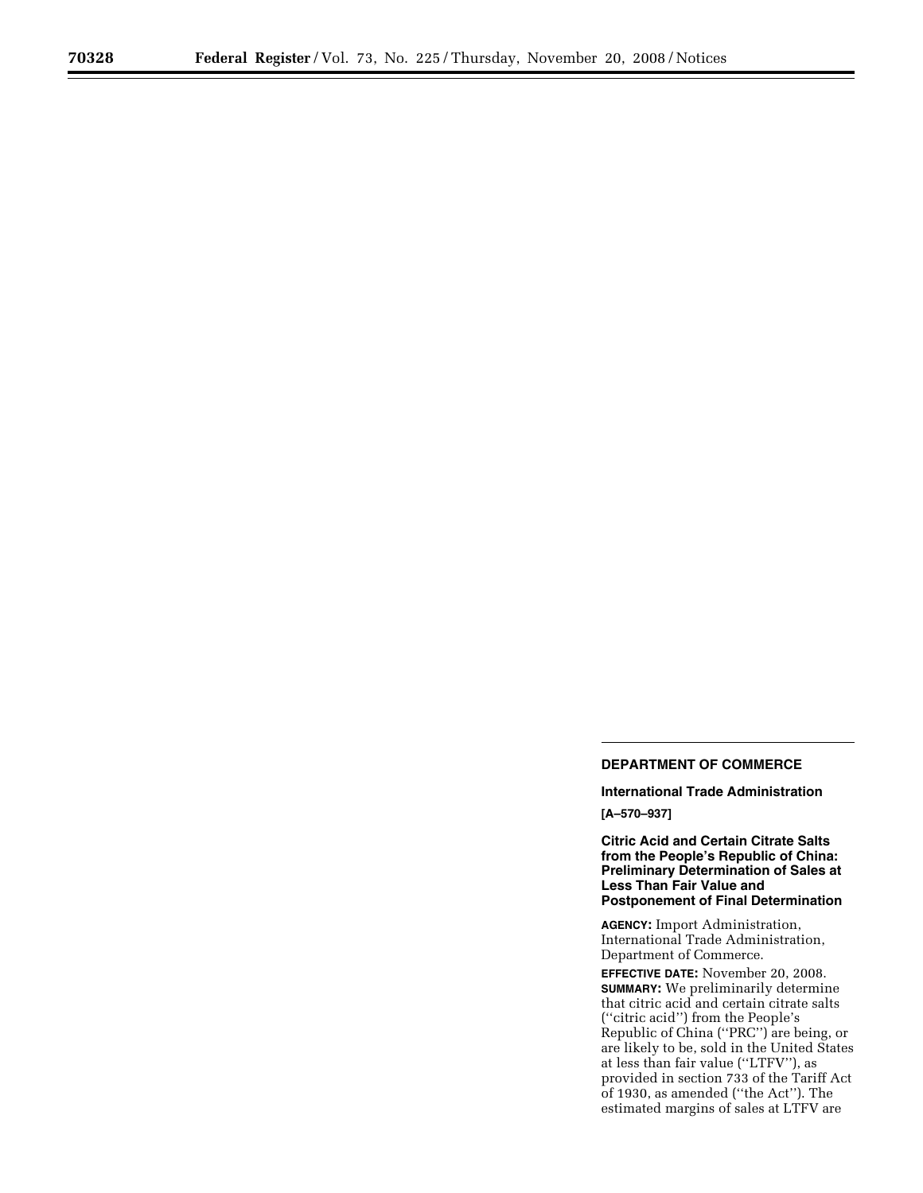**DEPARTMENT OF COMMERCE**

**International Trade Administration**

**[A–570–937]**

## Citric Acid and Certain Citrate Salts from the People's Republic of China: Preliminary Determination of Sales at Less Than Fair Value and Postponement of Final Determination

**AGENCY:** Import Administration, International Trade Administration, Department of Commerce.

**EFFECTIVE DATE:** November 20, 2008.

**SUMMARY:** We preliminarily determine that citric acid and certain citrate salts (''citric acid'') from the People's Republic of China (''PRC'') are being, or are likely to be, sold in the United States at less than fair value (''LTFV''), as provided in section 733 of the Tariff Act of 1930, as amended (''the Act''). The estimated margins of sales at LTFV are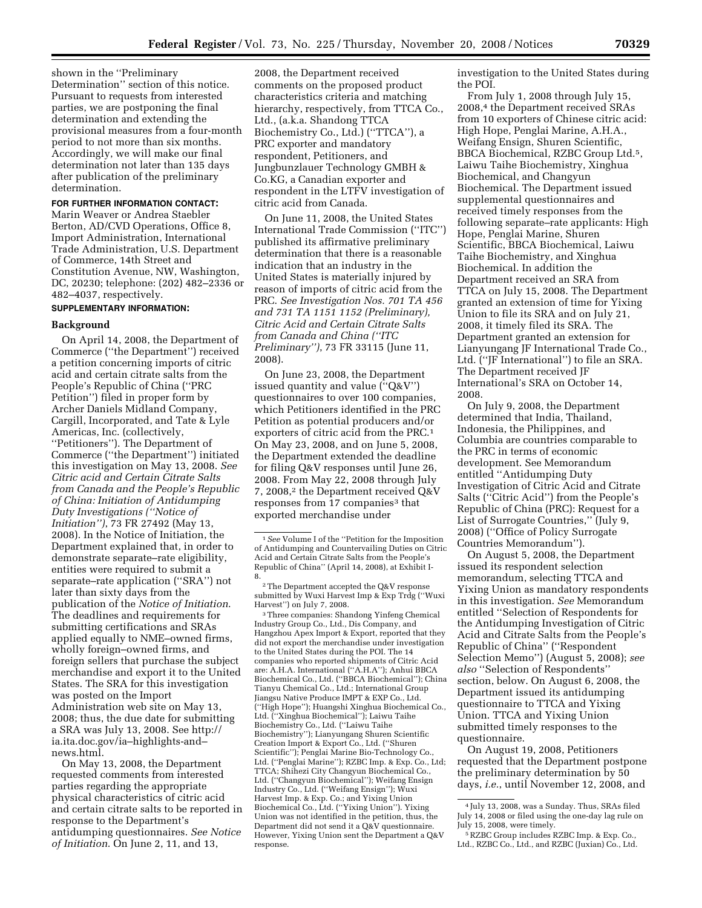shown in the ''Preliminary Determination'' section of this notice. Pursuant to requests from interested parties, we are postponing the final determination and extending the provisional measures from a four-month period to not more than six months. Accordingly, we will make our final determination not later than 135 days after publication of the preliminary determination.

**FOR FURTHER INFORMATION CONTACT:** Marin Weaver or Andrea Staebler Berton, AD/CVD Operations, Office 8, Import Administration, International Trade Administration, U.S. Department of Commerce, 14th Street and Constitution Avenue, NW, Washington, DC, 20230; telephone: (202) 482–2336 or 482–4037, respectively.

**SUPPLEMENTARY INFORMATION:**

**Background**

On April 14, 2008, the Department of Commerce (''the Department'') received a petition concerning imports of citric acid and certain citrate salts from the People's Republic of China (''PRC Petition'') filed in proper form by Archer Daniels Midland Company, Cargill, Incorporated, and Tate & Lyle Americas, Inc. (collectively, ''Petitioners''). The Department of Commerce (''the Department'') initiated this investigation on May 13, 2008. *See Citric acid and Certain Citrate Salts from Canada and the People's Republic of China: Initiation of Antidumping Duty Investigations (''Notice of Initiation'')*, 73 FR 27492 (May 13, 2008). In the Notice of Initiation, the Department explained that, in order to demonstrate separate–rate eligibility, entities were required to submit a separate–rate application (''SRA'') not later than sixty days from the publication of the *Notice of Initiation*. The deadlines and requirements for submitting certifications and SRAs applied equally to NME–owned firms, wholly foreign–owned firms, and foreign sellers that purchase the subject merchandise and export it to the United States. The SRA for this investigation was posted on the Import Administration web site on May 13, 2008; thus, the due date for submitting a SRA was July 13, 2008. See http://ia.ita.doc.gov/ia–highlights-and–news.html.

On May 13, 2008, the Department requested comments from interested parties regarding the appropriate physical characteristics of citric acid and certain citrate salts to be reported in response to the Department's antidumping questionnaires. *See Notice of Initiation*. On June 2, 11, and 13, 2008, the Department received comments on the proposed product characteristics criteria and matching hierarchy, respectively, from TTCA Co., Ltd., (a.k.a. Shandong TTCA Biochemistry Co., Ltd.) (''TTCA''), a PRC exporter and mandatory respondent, Petitioners, and Jungbunzlauer Technology GMBH & Co.KG, a Canadian exporter and respondent in the LTFV investigation of citric acid from Canada.

On June 11, 2008, the United States International Trade Commission (''ITC'') published its affirmative preliminary determination that there is a reasonable indication that an industry in the United States is materially injured by reason of imports of citric acid from the PRC. *See Investigation Nos. 701 TA 456 and 731 TA 1151 1152 (Preliminary), Citric Acid and Certain Citrate Salts from Canada and China (''ITC Preliminary'')*, 73 FR 33115 (June 11, 2008).

On June 23, 2008, the Department issued quantity and value (''Q&V'') questionnaires to over 100 companies, which Petitioners identified in the PRC Petition as potential producers and/or exporters of citric acid from the PRC.[1] On May 23, 2008, and on June 5, 2008, the Department extended the deadline for filing Q&V responses until June 26, 2008. From May 22, 2008 through July 7, 2008,[2] the Department received Q&V responses from 17 companies[3] that exported merchandise under investigation to the United States during the POI.

From July 1, 2008 through July 15, 2008,[4] the Department received SRAs from 10 exporters of Chinese citric acid: High Hope, Penglai Marine, A.H.A., Weifang Ensign, Shuren Scientific, BBCA Biochemical, RZBC Group Ltd.[5], Laiwu Taihe Biochemistry, Xinghua Biochemical, and Changyun Biochemical. The Department issued supplemental questionnaires and received timely responses from the following separate–rate applicants: High Hope, Penglai Marine, Shuren Scientific, BBCA Biochemical, Laiwu Taihe Biochemistry, and Xinghua Biochemical. In addition the Department received an SRA from TTCA on July 15, 2008. The Department granted an extension of time for Yixing Union to file its SRA and on July 21, 2008, it timely filed its SRA. The Department granted an extension for Lianyungang JF International Trade Co., Ltd. (''JF International'') to file an SRA. The Department received JF International's SRA on October 14, 2008.

On July 9, 2008, the Department determined that India, Thailand, Indonesia, the Philippines, and Columbia are countries comparable to the PRC in terms of economic development. See Memorandum entitled ''Antidumping Duty Investigation of Citric Acid and Citrate Salts (''Citric Acid'') from the People's Republic of China (PRC): Request for a List of Surrogate Countries,'' (July 9, 2008) (''Office of Policy Surrogate Countries Memorandum'').

On August 5, 2008, the Department issued its respondent selection memorandum, selecting TTCA and Yixing Union as mandatory respondents in this investigation. *See* Memorandum entitled ''Selection of Respondents for the Antidumping Investigation of Citric Acid and Citrate Salts from the People's Republic of China'' (''Respondent Selection Memo'') (August 5, 2008); *see also* ''Selection of Respondents'' section, below. On August 6, 2008, the Department issued its antidumping questionnaire to TTCA and Yixing Union. TTCA and Yixing Union submitted timely responses to the questionnaire.

On August 19, 2008, Petitioners requested that the Department postpone the preliminary determination by 50 days, *i.e.*, until November 12, 2008, and

---

[1] *See* Volume I of the ''Petition for the Imposition of Antidumping and Countervailing Duties on Citric Acid and Certain Citrate Salts from the People's Republic of China'' (April 14, 2008), at Exhibit I-8.

[2] The Department accepted the Q&V response submitted by Wuxi Harvest Imp & Exp Trdg (''Wuxi Harvest'') on July 7, 2008.

[3] Three companies: Shandong Yinfeng Chemical Industry Group Co., Ltd., Dis Company, and Hangzhou Apex Import & Export, reported that they did not export the merchandise under investigation to the United States during the POI. The 14 companies who reported shipments of Citric Acid are: A.H.A. International (''A.H.A''); Anhui BBCA Biochemical Co., Ltd. (''BBCA Biochemical''); China Tianyu Chemical Co., Ltd.; International Group Jiangsu Native Produce IMPT & EXP Co., Ltd. (''High Hope''); Huangshi Xinghua Biochemical Co., Ltd. (''Xinghua Biochemical''); Laiwu Taihe Biochemistry Co., Ltd. (''Laiwu Taihe Biochemistry''); Lianyungang Shuren Scientific Creation Import & Export Co., Ltd. (''Shuren Scientific''); Penglai Marine Bio-Technology Co., Ltd. (''Penglai Marine''); RZBC Imp. & Exp. Co., Ltd; TTCA; Shihezi City Changyun Biochemical Co., Ltd. (''Changyun Biochemical''); Weifang Ensign Industry Co., Ltd. (''Weifang Ensign''); Wuxi Harvest Imp. & Exp. Co.; and Yixing Union Biochemical Co., Ltd. (''Yixing Union''). Yixing Union was not identified in the petition, thus, the Department did not send it a Q&V questionnaire. However, Yixing Union sent the Department a Q&V response.

[4] July 13, 2008, was a Sunday. Thus, SRAs filed July 14, 2008 or filed using the one-day lag rule on July 15, 2008, were timely.

[5] RZBC Group includes RZBC Imp. & Exp. Co., Ltd., RZBC Co., Ltd., and RZBC (Juxian) Co., Ltd.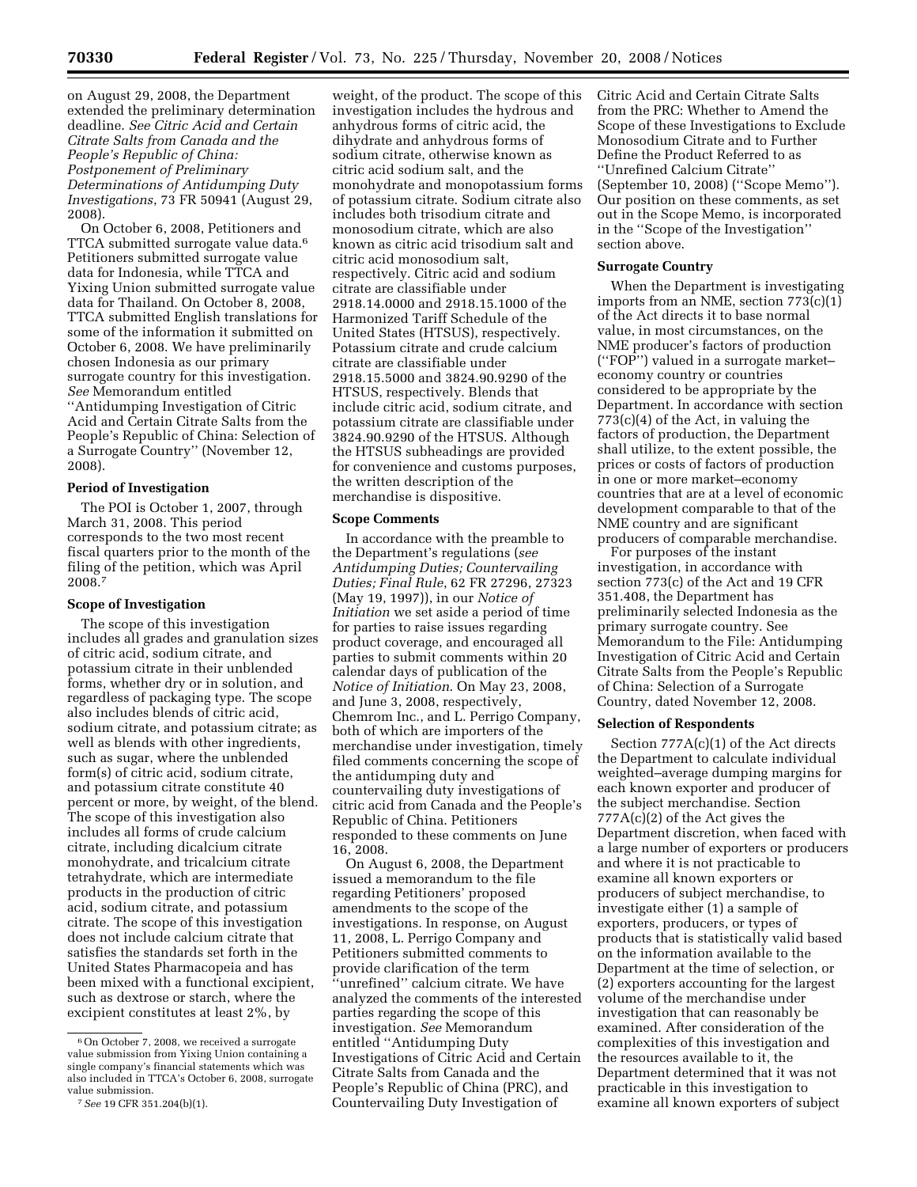on August 29, 2008, the Department extended the preliminary determination deadline. *See Citric Acid and Certain Citrate Salts from Canada and the People's Republic of China: Postponement of Preliminary Determinations of Antidumping Duty Investigations*, 73 FR 50941 (August 29, 2008).

On October 6, 2008, Petitioners and TTCA submitted surrogate value data.[6] Petitioners submitted surrogate value data for Indonesia, while TTCA and Yixing Union submitted surrogate value data for Thailand. On October 8, 2008, TTCA submitted English translations for some of the information it submitted on October 6, 2008. We have preliminarily chosen Indonesia as our primary surrogate country for this investigation. *See* Memorandum entitled ''Antidumping Investigation of Citric Acid and Certain Citrate Salts from the People's Republic of China: Selection of a Surrogate Country'' (November 12, 2008).

### Period of Investigation

The POI is October 1, 2007, through March 31, 2008. This period corresponds to the two most recent fiscal quarters prior to the month of the filing of the petition, which was April 2008.[7]

### Scope of Investigation

The scope of this investigation includes all grades and granulation sizes of citric acid, sodium citrate, and potassium citrate in their unblended forms, whether dry or in solution, and regardless of packaging type. The scope also includes blends of citric acid, sodium citrate, and potassium citrate; as well as blends with other ingredients, such as sugar, where the unblended form(s) of citric acid, sodium citrate, and potassium citrate constitute 40 percent or more, by weight, of the blend. The scope of this investigation also includes all forms of crude calcium citrate, including dicalcium citrate monohydrate, and tricalcium citrate tetrahydrate, which are intermediate products in the production of citric acid, sodium citrate, and potassium citrate. The scope of this investigation does not include calcium citrate that satisfies the standards set forth in the United States Pharmacopeia and has been mixed with a functional excipient, such as dextrose or starch, where the excipient constitutes at least 2%, by weight, of the product. The scope of this investigation includes the hydrous and anhydrous forms of citric acid, the dihydrate and anhydrous forms of sodium citrate, otherwise known as citric acid sodium salt, and the monohydrate and monopotassium forms of potassium citrate. Sodium citrate also includes both trisodium citrate and monosodium citrate, which are also known as citric acid trisodium salt and citric acid monosodium salt, respectively. Citric acid and sodium citrate are classifiable under 2918.14.0000 and 2918.15.1000 of the Harmonized Tariff Schedule of the United States (HTSUS), respectively. Potassium citrate and crude calcium citrate are classifiable under 2918.15.5000 and 3824.90.9290 of the HTSUS, respectively. Blends that include citric acid, sodium citrate, and potassium citrate are classifiable under 3824.90.9290 of the HTSUS. Although the HTSUS subheadings are provided for convenience and customs purposes, the written description of the merchandise is dispositive.

### Scope Comments

In accordance with the preamble to the Department's regulations (*see Antidumping Duties; Countervailing Duties; Final Rule*, 62 FR 27296, 27323 (May 19, 1997)), in our *Notice of Initiation* we set aside a period of time for parties to raise issues regarding product coverage, and encouraged all parties to submit comments within 20 calendar days of publication of the *Notice of Initiation*. On May 23, 2008, and June 3, 2008, respectively, Chemrom Inc., and L. Perrigo Company, both of which are importers of the merchandise under investigation, timely filed comments concerning the scope of the antidumping duty and countervailing duty investigations of citric acid from Canada and the People's Republic of China. Petitioners responded to these comments on June 16, 2008.

On August 6, 2008, the Department issued a memorandum to the file regarding Petitioners' proposed amendments to the scope of the investigations. In response, on August 11, 2008, L. Perrigo Company and Petitioners submitted comments to provide clarification of the term ''unrefined'' calcium citrate. We have analyzed the comments of the interested parties regarding the scope of this investigation. *See* Memorandum entitled ''Antidumping Duty Investigations of Citric Acid and Certain Citrate Salts from Canada and the People's Republic of China (PRC), and Countervailing Duty Investigation of Citric Acid and Certain Citrate Salts from the PRC: Whether to Amend the Scope of these Investigations to Exclude Monosodium Citrate and to Further Define the Product Referred to as ''Unrefined Calcium Citrate'' (September 10, 2008) (''Scope Memo''). Our position on these comments, as set out in the Scope Memo, is incorporated in the ''Scope of the Investigation'' section above.

### Surrogate Country

When the Department is investigating imports from an NME, section 773(c)(1) of the Act directs it to base normal value, in most circumstances, on the NME producer's factors of production (''FOP'') valued in a surrogate market–economy country or countries considered to be appropriate by the Department. In accordance with section 773(c)(4) of the Act, in valuing the factors of production, the Department shall utilize, to the extent possible, the prices or costs of factors of production in one or more market–economy countries that are at a level of economic development comparable to that of the NME country and are significant producers of comparable merchandise.

For purposes of the instant investigation, in accordance with section 773(c) of the Act and 19 CFR 351.408, the Department has preliminarily selected Indonesia as the primary surrogate country. See Memorandum to the File: Antidumping Investigation of Citric Acid and Certain Citrate Salts from the People's Republic of China: Selection of a Surrogate Country, dated November 12, 2008.

### Selection of Respondents

Section 777A(c)(1) of the Act directs the Department to calculate individual weighted–average dumping margins for each known exporter and producer of the subject merchandise. Section 777A(c)(2) of the Act gives the Department discretion, when faced with a large number of exporters or producers and where it is not practicable to examine all known exporters or producers of subject merchandise, to investigate either (1) a sample of exporters, producers, or types of products that is statistically valid based on the information available to the Department at the time of selection, or (2) exporters accounting for the largest volume of the merchandise under investigation that can reasonably be examined. After consideration of the complexities of this investigation and the resources available to it, the Department determined that it was not practicable in this investigation to examine all known exporters of subject

[6] On October 7, 2008, we received a surrogate value submission from Yixing Union containing a single company's financial statements which was also included in TTCA's October 6, 2008, surrogate value submission.

[7] *See* 19 CFR 351.204(b)(1).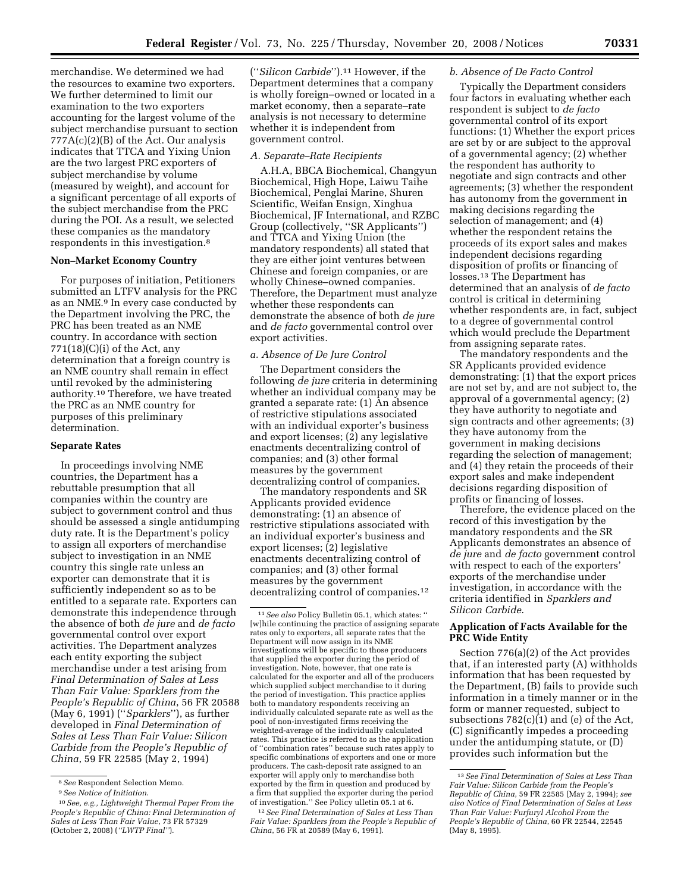merchandise. We determined we had the resources to examine two exporters. We further determined to limit our examination to the two exporters accounting for the largest volume of the subject merchandise pursuant to section 777A(c)(2)(B) of the Act. Our analysis indicates that TTCA and Yixing Union are the two largest PRC exporters of subject merchandise by volume (measured by weight), and account for a significant percentage of all exports of the subject merchandise from the PRC during the POI. As a result, we selected these companies as the mandatory respondents in this investigation.[8]

**Non–Market Economy Country**

For purposes of initiation, Petitioners submitted an LTFV analysis for the PRC as an NME.[9] In every case conducted by the Department involving the PRC, the PRC has been treated as an NME country. In accordance with section 771(18)(C)(i) of the Act, any determination that a foreign country is an NME country shall remain in effect until revoked by the administering authority.[10] Therefore, we have treated the PRC as an NME country for purposes of this preliminary determination.

**Separate Rates**

In proceedings involving NME countries, the Department has a rebuttable presumption that all companies within the country are subject to government control and thus should be assessed a single antidumping duty rate. It is the Department's policy to assign all exporters of merchandise subject to investigation in an NME country this single rate unless an exporter can demonstrate that it is sufficiently independent so as to be entitled to a separate rate. Exporters can demonstrate this independence through the absence of both *de jure* and *de facto* governmental control over export activities. The Department analyzes each entity exporting the subject merchandise under a test arising from *Final Determination of Sales at Less Than Fair Value: Sparklers from the People's Republic of China*, 56 FR 20588 (May 6, 1991) (''*Sparklers*''), as further developed in *Final Determination of Sales at Less Than Fair Value: Silicon Carbide from the People's Republic of China*, 59 FR 22585 (May 2, 1994) (''*Silicon Carbide*'').[11] However, if the Department determines that a company is wholly foreign–owned or located in a market economy, then a separate–rate analysis is not necessary to determine whether it is independent from government control.

*A. Separate–Rate Recipients*

A.H.A, BBCA Biochemical, Changyun Biochemical, High Hope, Laiwu Taihe Biochemical, Penglai Marine, Shuren Scientific, Weifan Ensign, Xinghua Biochemical, JF International, and RZBC Group (collectively, ''SR Applicants'') and TTCA and Yixing Union (the mandatory respondents) all stated that they are either joint ventures between Chinese and foreign companies, or are wholly Chinese–owned companies. Therefore, the Department must analyze whether these respondents can demonstrate the absence of both *de jure* and *de facto* governmental control over export activities.

*a. Absence of De Jure Control*

The Department considers the following *de jure* criteria in determining whether an individual company may be granted a separate rate: (1) An absence of restrictive stipulations associated with an individual exporter's business and export licenses; (2) any legislative enactments decentralizing control of companies; and (3) other formal measures by the government decentralizing control of companies.

The mandatory respondents and SR Applicants provided evidence demonstrating: (1) an absence of restrictive stipulations associated with an individual exporter's business and export licenses; (2) legislative enactments decentralizing control of companies; and (3) other formal measures by the government decentralizing control of companies.[12]

*b. Absence of De Facto Control*

Typically the Department considers four factors in evaluating whether each respondent is subject to *de facto* governmental control of its export functions: (1) Whether the export prices are set by or are subject to the approval of a governmental agency; (2) whether the respondent has authority to negotiate and sign contracts and other agreements; (3) whether the respondent has autonomy from the government in making decisions regarding the selection of management; and (4) whether the respondent retains the proceeds of its export sales and makes independent decisions regarding disposition of profits or financing of losses.[13] The Department has determined that an analysis of *de facto* control is critical in determining whether respondents are, in fact, subject to a degree of governmental control which would preclude the Department from assigning separate rates.

The mandatory respondents and the SR Applicants provided evidence demonstrating: (1) that the export prices are not set by, and are not subject to, the approval of a governmental agency; (2) they have authority to negotiate and sign contracts and other agreements; (3) they have autonomy from the government in making decisions regarding the selection of management; and (4) they retain the proceeds of their export sales and make independent decisions regarding disposition of profits or financing of losses.

Therefore, the evidence placed on the record of this investigation by the mandatory respondents and the SR Applicants demonstrates an absence of *de jure* and *de facto* government control with respect to each of the exporters' exports of the merchandise under investigation, in accordance with the criteria identified in *Sparklers and Silicon Carbide*.

**Application of Facts Available for the PRC Wide Entity**

Section 776(a)(2) of the Act provides that, if an interested party (A) withholds information that has been requested by the Department, (B) fails to provide such information in a timely manner or in the form or manner requested, subject to subsections 782(c)(1) and (e) of the Act, (C) significantly impedes a proceeding under the antidumping statute, or (D) provides such information but the

---

[8] *See* Respondent Selection Memo.

[9] *See Notice of Initiation.*

[10] *See, e.g., Lightweight Thermal Paper From the People's Republic of China: Final Determination of Sales at Less Than Fair Value*, 73 FR 57329 (October 2, 2008) (*''LWTP Final''*).

[11] *See also* Policy Bulletin 05.1, which states: ''[w]hile continuing the practice of assigning separate rates only to exporters, all separate rates that the Department will now assign in its NME investigations will be specific to those producers that supplied the exporter during the period of investigation. Note, however, that one rate is calculated for the exporter and all of the producers which supplied subject merchandise to it during the period of investigation. This practice applies both to mandatory respondents receiving an individually calculated separate rate as well as the pool of non-investigated firms receiving the weighted-average of the individually calculated rates. This practice is referred to as the application of ''combination rates'' because such rates apply to specific combinations of exporters and one or more producers. The cash-deposit rate assigned to an exporter will apply only to merchandise both exported by the firm in question and produced by a firm that supplied the exporter during the period of investigation.'' See Policy ulletin 05.1 at 6.

[12] *See Final Determination of Sales at Less Than Fair Value: Sparklers from the People's Republic of China*, 56 FR at 20589 (May 6, 1991).

[13] *See Final Determination of Sales at Less Than Fair Value: Silicon Carbide from the People's Republic of China*, 59 FR 22585 (May 2, 1994); *see also Notice of Final Determination of Sales at Less Than Fair Value: Furfuryl Alcohol From the People's Republic of China*, 60 FR 22544, 22545 (May 8, 1995).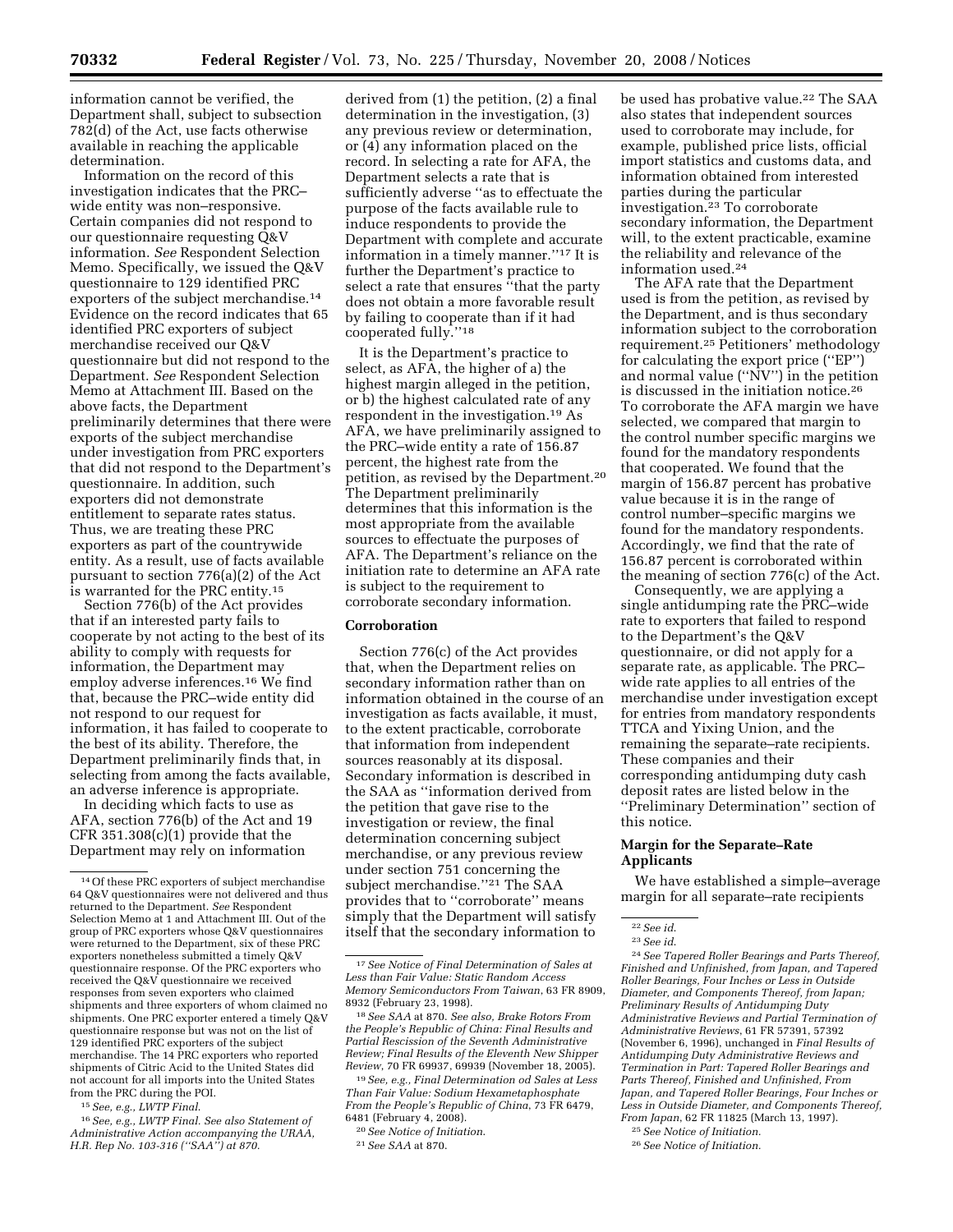information cannot be verified, the Department shall, subject to subsection 782(d) of the Act, use facts otherwise available in reaching the applicable determination.

Information on the record of this investigation indicates that the PRC–wide entity was non–responsive. Certain companies did not respond to our questionnaire requesting Q&V information. *See* Respondent Selection Memo. Specifically, we issued the Q&V questionnaire to 129 identified PRC exporters of the subject merchandise.[14] Evidence on the record indicates that 65 identified PRC exporters of subject merchandise received our Q&V questionnaire but did not respond to the Department. *See* Respondent Selection Memo at Attachment III. Based on the above facts, the Department preliminarily determines that there were exports of the subject merchandise under investigation from PRC exporters that did not respond to the Department's questionnaire. In addition, such exporters did not demonstrate entitlement to separate rates status. Thus, we are treating these PRC exporters as part of the countrywide entity. As a result, use of facts available pursuant to section 776(a)(2) of the Act is warranted for the PRC entity.[15]

Section 776(b) of the Act provides that if an interested party fails to cooperate by not acting to the best of its ability to comply with requests for information, the Department may employ adverse inferences.[16] We find that, because the PRC–wide entity did not respond to our request for information, it has failed to cooperate to the best of its ability. Therefore, the Department preliminarily finds that, in selecting from among the facts available, an adverse inference is appropriate.

In deciding which facts to use as AFA, section 776(b) of the Act and 19 CFR 351.308(c)(1) provide that the Department may rely on information derived from (1) the petition, (2) a final determination in the investigation, (3) any previous review or determination, or (4) any information placed on the record. In selecting a rate for AFA, the Department selects a rate that is sufficiently adverse "as to effectuate the purpose of the facts available rule to induce respondents to provide the Department with complete and accurate information in a timely manner."[17] It is further the Department's practice to select a rate that ensures "that the party does not obtain a more favorable result by failing to cooperate than if it had cooperated fully."[18]

It is the Department's practice to select, as AFA, the higher of a) the highest margin alleged in the petition, or b) the highest calculated rate of any respondent in the investigation.[19] As AFA, we have preliminarily assigned to the PRC–wide entity a rate of 156.87 percent, the highest rate from the petition, as revised by the Department.[20] The Department preliminarily determines that this information is the most appropriate from the available sources to effectuate the purposes of AFA. The Department's reliance on the initiation rate to determine an AFA rate is subject to the requirement to corroborate secondary information.

## Corroboration

Section 776(c) of the Act provides that, when the Department relies on secondary information rather than on information obtained in the course of an investigation as facts available, it must, to the extent practicable, corroborate that information from independent sources reasonably at its disposal. Secondary information is described in the SAA as "information derived from the petition that gave rise to the investigation or review, the final determination concerning subject merchandise, or any previous review under section 751 concerning the subject merchandise."[21] The SAA provides that to "corroborate" means simply that the Department will satisfy itself that the secondary information to be used has probative value.[22] The SAA also states that independent sources used to corroborate may include, for example, published price lists, official import statistics and customs data, and information obtained from interested parties during the particular investigation.[23] To corroborate secondary information, the Department will, to the extent practicable, examine the reliability and relevance of the information used.[24]

The AFA rate that the Department used is from the petition, as revised by the Department, and is thus secondary information subject to the corroboration requirement.[25] Petitioners' methodology for calculating the export price ("EP") and normal value ("NV") in the petition is discussed in the initiation notice.[26] To corroborate the AFA margin we have selected, we compared that margin to the control number specific margins we found for the mandatory respondents that cooperated. We found that the margin of 156.87 percent has probative value because it is in the range of control number–specific margins we found for the mandatory respondents. Accordingly, we find that the rate of 156.87 percent is corroborated within the meaning of section 776(c) of the Act.

Consequently, we are applying a single antidumping rate the PRC–wide rate to exporters that failed to respond to the Department's the Q&V questionnaire, or did not apply for a separate rate, as applicable. The PRC–wide rate applies to all entries of the merchandise under investigation except for entries from mandatory respondents TTCA and Yixing Union, and the remaining the separate–rate recipients. These companies and their corresponding antidumping duty cash deposit rates are listed below in the "Preliminary Determination" section of this notice.

## Margin for the Separate–Rate Applicants

We have established a simple–average margin for all separate–rate recipients

---

[14] Of these PRC exporters of subject merchandise 64 Q&V questionnaires were not delivered and thus returned to the Department. *See* Respondent Selection Memo at 1 and Attachment III. Out of the group of PRC exporters whose Q&V questionnaires were returned to the Department, six of these PRC exporters nonetheless submitted a timely Q&V questionnaire response. Of the PRC exporters who received the Q&V questionnaire we received responses from seven exporters who claimed shipments and three exporters of whom claimed no shipments. One PRC exporter entered a timely Q&V questionnaire response but was not on the list of 129 identified PRC exporters of the subject merchandise. The 14 PRC exporters who reported shipments of Citric Acid to the United States did not account for all imports into the United States from the PRC during the POI.

[15] *See, e.g., LWTP Final*.

[16] *See, e.g., LWTP Final. See also Statement of Administrative Action accompanying the URAA, H.R. Rep No. 103-316 ("SAA") at 870.*

[17] *See Notice of Final Determination of Sales at Less than Fair Value: Static Random Access Memory Semiconductors From Taiwan*, 63 FR 8909, 8932 (February 23, 1998).

[18] *See SAA* at 870. *See also, Brake Rotors From the People's Republic of China: Final Results and Partial Rescission of the Seventh Administrative Review; Final Results of the Eleventh New Shipper Review*, 70 FR 69937, 69939 (November 18, 2005).

[19] *See, e.g., Final Determination od Sales at Less Than Fair Value: Sodium Hexametaphosphate From the People's Republic of China*, 73 FR 6479, 6481 (February 4, 2008).

[20] *See Notice of Initiation*.

[21] *See SAA* at 870.

[22] *See id.*

[23] *See id.*

[24] *See Tapered Roller Bearings and Parts Thereof, Finished and Unfinished, from Japan, and Tapered Roller Bearings, Four Inches or Less in Outside Diameter, and Components Thereof, from Japan; Preliminary Results of Antidumping Duty Administrative Reviews and Partial Termination of Administrative Reviews*, 61 FR 57391, 57392 (November 6, 1996), unchanged in *Final Results of Antidumping Duty Administrative Reviews and Termination in Part: Tapered Roller Bearings and Parts Thereof, Finished and Unfinished, From Japan, and Tapered Roller Bearings, Four Inches or Less in Outside Diameter, and Components Thereof, From Japan*, 62 FR 11825 (March 13, 1997).

[25] *See Notice of Initiation*.

[26] *See Notice of Initiation*.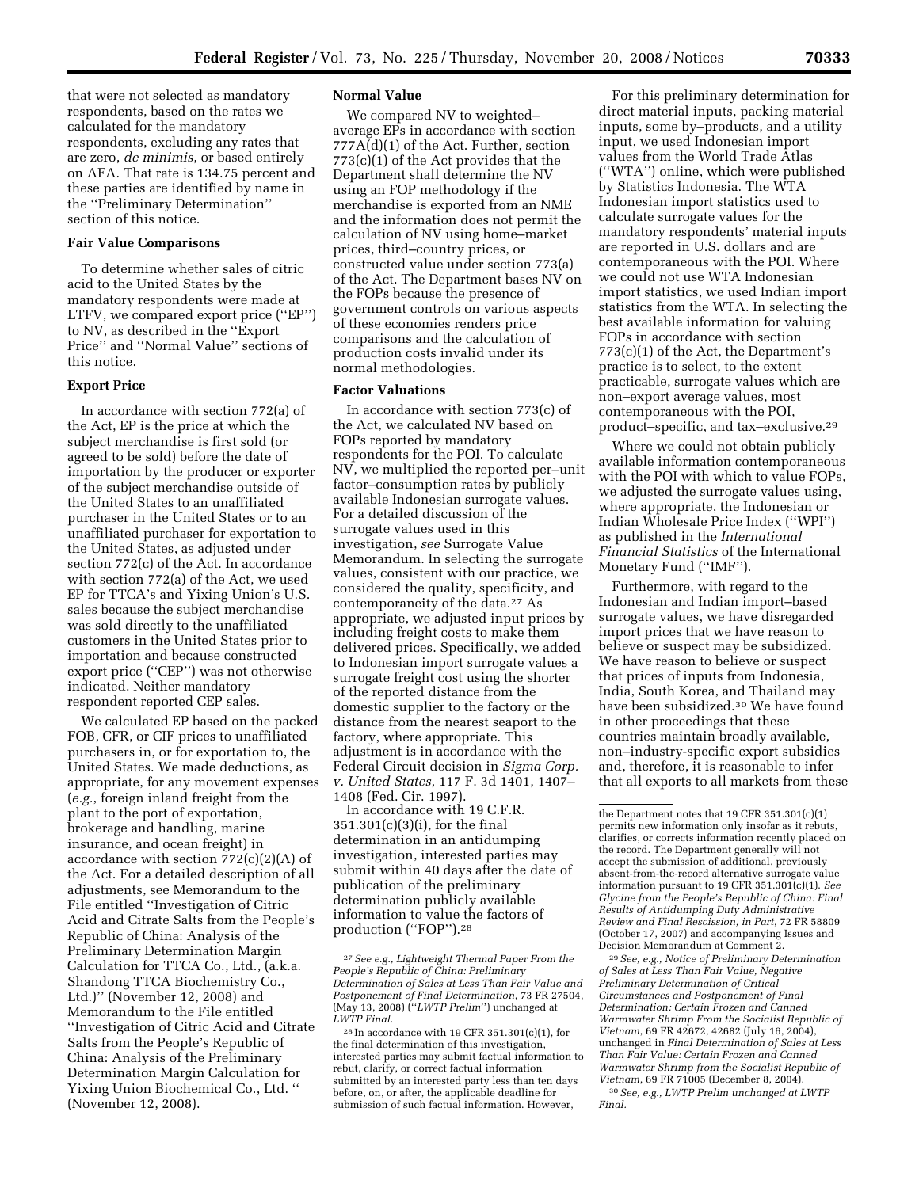that were not selected as mandatory respondents, based on the rates we calculated for the mandatory respondents, excluding any rates that are zero, *de minimis*, or based entirely on AFA. That rate is 134.75 percent and these parties are identified by name in the ''Preliminary Determination'' section of this notice.

### Fair Value Comparisons

To determine whether sales of citric acid to the United States by the mandatory respondents were made at LTFV, we compared export price (''EP'') to NV, as described in the ''Export Price'' and ''Normal Value'' sections of this notice.

### Export Price

In accordance with section 772(a) of the Act, EP is the price at which the subject merchandise is first sold (or agreed to be sold) before the date of importation by the producer or exporter of the subject merchandise outside of the United States to an unaffiliated purchaser in the United States or to an unaffiliated purchaser for exportation to the United States, as adjusted under section 772(c) of the Act. In accordance with section 772(a) of the Act, we used EP for TTCA's and Yixing Union's U.S. sales because the subject merchandise was sold directly to the unaffiliated customers in the United States prior to importation and because constructed export price (''CEP'') was not otherwise indicated. Neither mandatory respondent reported CEP sales.

We calculated EP based on the packed FOB, CFR, or CIF prices to unaffiliated purchasers in, or for exportation to, the United States. We made deductions, as appropriate, for any movement expenses (*e.g.*, foreign inland freight from the plant to the port of exportation, brokerage and handling, marine insurance, and ocean freight) in accordance with section 772(c)(2)(A) of the Act. For a detailed description of all adjustments, see Memorandum to the File entitled ''Investigation of Citric Acid and Citrate Salts from the People's Republic of China: Analysis of the Preliminary Determination Margin Calculation for TTCA Co., Ltd., (a.k.a. Shandong TTCA Biochemistry Co., Ltd.)'' (November 12, 2008) and Memorandum to the File entitled ''Investigation of Citric Acid and Citrate Salts from the People's Republic of China: Analysis of the Preliminary Determination Margin Calculation for Yixing Union Biochemical Co., Ltd. '' (November 12, 2008).

### Normal Value

We compared NV to weighted–average EPs in accordance with section 777A(d)(1) of the Act. Further, section 773(c)(1) of the Act provides that the Department shall determine the NV using an FOP methodology if the merchandise is exported from an NME and the information does not permit the calculation of NV using home–market prices, third–country prices, or constructed value under section 773(a) of the Act. The Department bases NV on the FOPs because the presence of government controls on various aspects of these economies renders price comparisons and the calculation of production costs invalid under its normal methodologies.

### Factor Valuations

In accordance with section 773(c) of the Act, we calculated NV based on FOPs reported by mandatory respondents for the POI. To calculate NV, we multiplied the reported per–unit factor–consumption rates by publicly available Indonesian surrogate values. For a detailed discussion of the surrogate values used in this investigation, *see* Surrogate Value Memorandum. In selecting the surrogate values, consistent with our practice, we considered the quality, specificity, and contemporaneity of the data.[27] As appropriate, we adjusted input prices by including freight costs to make them delivered prices. Specifically, we added to Indonesian import surrogate values a surrogate freight cost using the shorter of the reported distance from the domestic supplier to the factory or the distance from the nearest seaport to the factory, where appropriate. This adjustment is in accordance with the Federal Circuit decision in *Sigma Corp. v. United States*, 117 F. 3d 1401, 1407–1408 (Fed. Cir. 1997).

In accordance with 19 C.F.R. 351.301(c)(3)(i), for the final determination in an antidumping investigation, interested parties may submit within 40 days after the date of publication of the preliminary determination publicly available information to value the factors of production (''FOP'').[28]

For this preliminary determination for direct material inputs, packing material inputs, some by–products, and a utility input, we used Indonesian import values from the World Trade Atlas (''WTA'') online, which were published by Statistics Indonesia. The WTA Indonesian import statistics used to calculate surrogate values for the mandatory respondents' material inputs are reported in U.S. dollars and are contemporaneous with the POI. Where we could not use WTA Indonesian import statistics, we used Indian import statistics from the WTA. In selecting the best available information for valuing FOPs in accordance with section 773(c)(1) of the Act, the Department's practice is to select, to the extent practicable, surrogate values which are non–export average values, most contemporaneous with the POI, product–specific, and tax–exclusive.[29]

Where we could not obtain publicly available information contemporaneous with the POI with which to value FOPs, we adjusted the surrogate values using, where appropriate, the Indonesian or Indian Wholesale Price Index (''WPI'') as published in the *International Financial Statistics* of the International Monetary Fund (''IMF'').

Furthermore, with regard to the Indonesian and Indian import–based surrogate values, we have disregarded import prices that we have reason to believe or suspect may be subsidized. We have reason to believe or suspect that prices of inputs from Indonesia, India, South Korea, and Thailand may have been subsidized.[30] We have found in other proceedings that these countries maintain broadly available, non–industry-specific export subsidies and, therefore, it is reasonable to infer that all exports to all markets from these

---

[27] *See e.g., Lightweight Thermal Paper From the People's Republic of China: Preliminary Determination of Sales at Less Than Fair Value and Postponement of Final Determination*, 73 FR 27504, (May 13, 2008) (''*LWTP Prelim*'') unchanged at *LWTP Final*.

[28] In accordance with 19 CFR 351.301(c)(1), for the final determination of this investigation, interested parties may submit factual information to rebut, clarify, or correct factual information submitted by an interested party less than ten days before, on, or after, the applicable deadline for submission of such factual information. However, the Department notes that 19 CFR 351.301(c)(1) permits new information only insofar as it rebuts, clarifies, or corrects information recently placed on the record. The Department generally will not accept the submission of additional, previously absent-from-the-record alternative surrogate value information pursuant to 19 CFR 351.301(c)(1). *See Glycine from the People's Republic of China: Final Results of Antidumping Duty Administrative Review and Final Rescission, in Part*, 72 FR 58809 (October 17, 2007) and accompanying Issues and Decision Memorandum at Comment 2.

[29] *See, e.g., Notice of Preliminary Determination of Sales at Less Than Fair Value, Negative Preliminary Determination of Critical Circumstances and Postponement of Final Determination: Certain Frozen and Canned Warmwater Shrimp From the Socialist Republic of Vietnam*, 69 FR 42672, 42682 (July 16, 2004), unchanged in *Final Determination of Sales at Less Than Fair Value: Certain Frozen and Canned Warmwater Shrimp from the Socialist Republic of Vietnam*, 69 FR 71005 (December 8, 2004).

[30] *See, e.g., LWTP Prelim unchanged at LWTP Final.*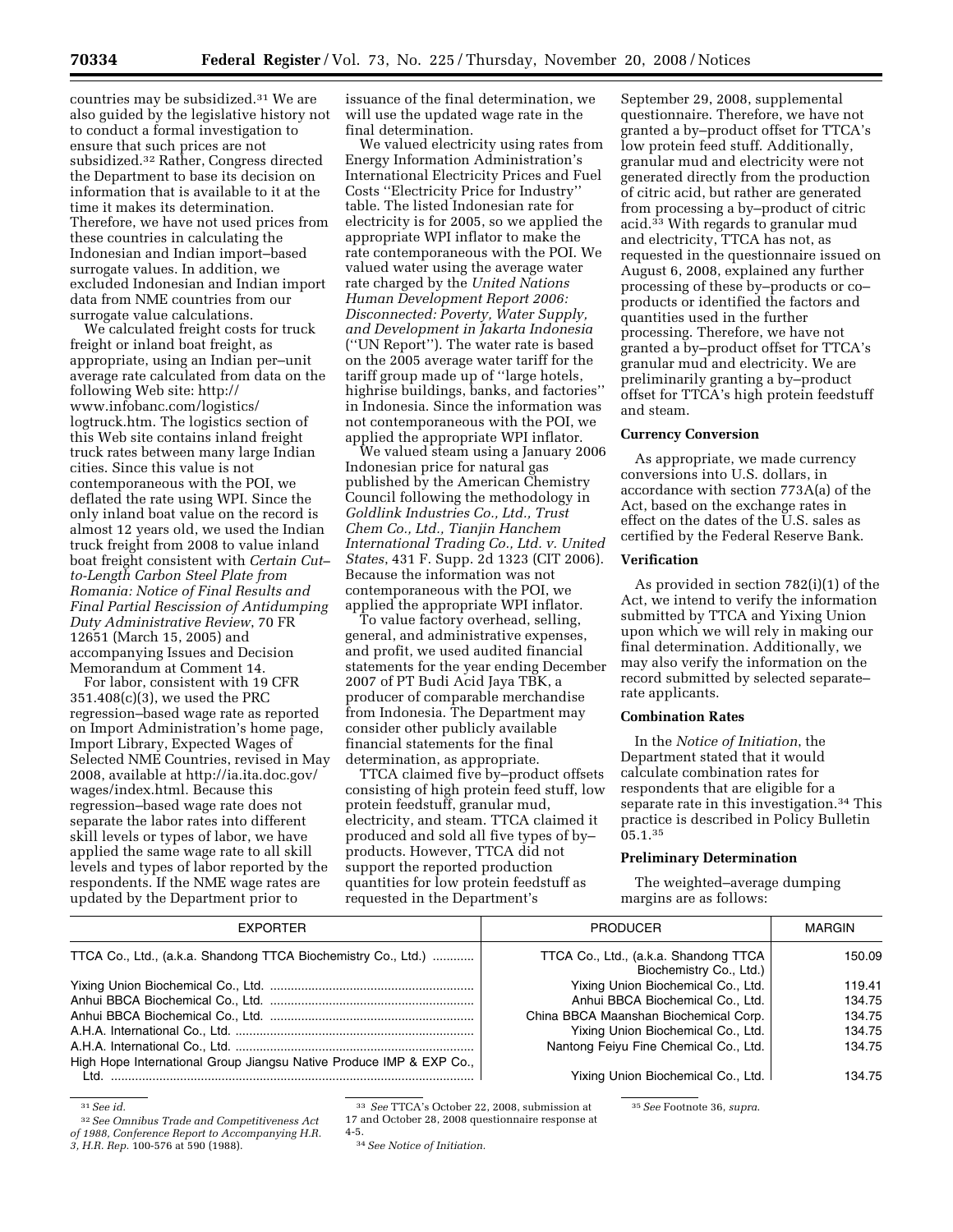countries may be subsidized.[31] We are also guided by the legislative history not to conduct a formal investigation to ensure that such prices are not subsidized.[32] Rather, Congress directed the Department to base its decision on information that is available to it at the time it makes its determination. Therefore, we have not used prices from these countries in calculating the Indonesian and Indian import–based surrogate values. In addition, we excluded Indonesian and Indian import data from NME countries from our surrogate value calculations.

We calculated freight costs for truck freight or inland boat freight, as appropriate, using an Indian per–unit average rate calculated from data on the following Web site: http://www.infobanc.com/logistics/logtruck.htm. The logistics section of this Web site contains inland freight truck rates between many large Indian cities. Since this value is not contemporaneous with the POI, we deflated the rate using WPI. Since the only inland boat value on the record is almost 12 years old, we used the Indian truck freight from 2008 to value inland boat freight consistent with *Certain Cut–to-Length Carbon Steel Plate from Romania: Notice of Final Results and Final Partial Rescission of Antidumping Duty Administrative Review*, 70 FR 12651 (March 15, 2005) and accompanying Issues and Decision Memorandum at Comment 14.

For labor, consistent with 19 CFR 351.408(c)(3), we used the PRC regression–based wage rate as reported on Import Administration's home page, Import Library, Expected Wages of Selected NME Countries, revised in May 2008, available at http://ia.ita.doc.gov/wages/index.html. Because this regression–based wage rate does not separate the labor rates into different skill levels or types of labor, we have applied the same wage rate to all skill levels and types of labor reported by the respondents. If the NME wage rates are updated by the Department prior to issuance of the final determination, we will use the updated wage rate in the final determination.

We valued electricity using rates from Energy Information Administration's International Electricity Prices and Fuel Costs "Electricity Price for Industry" table. The listed Indonesian rate for electricity is for 2005, so we applied the appropriate WPI inflator to make the rate contemporaneous with the POI. We valued water using the average water rate charged by the *United Nations Human Development Report 2006: Disconnected: Poverty, Water Supply, and Development in Jakarta Indonesia* ("UN Report"). The water rate is based on the 2005 average water tariff for the tariff group made up of "large hotels, highrise buildings, banks, and factories" in Indonesia. Since the information was not contemporaneous with the POI, we applied the appropriate WPI inflator.

We valued steam using a January 2006 Indonesian price for natural gas published by the American Chemistry Council following the methodology in *Goldlink Industries Co., Ltd., Trust Chem Co., Ltd., Tianjin Hanchem International Trading Co., Ltd. v. United States*, 431 F. Supp. 2d 1323 (CIT 2006). Because the information was not contemporaneous with the POI, we applied the appropriate WPI inflator.

To value factory overhead, selling, general, and administrative expenses, and profit, we used audited financial statements for the year ending December 2007 of PT Budi Acid Jaya TBK, a producer of comparable merchandise from Indonesia. The Department may consider other publicly available financial statements for the final determination, as appropriate.

TTCA claimed five by–product offsets consisting of high protein feed stuff, low protein feedstuff, granular mud, electricity, and steam. TTCA claimed it produced and sold all five types of by–products. However, TTCA did not support the reported production quantities for low protein feedstuff as requested in the Department's September 29, 2008, supplemental questionnaire. Therefore, we have not granted a by–product offset for TTCA's low protein feed stuff. Additionally, granular mud and electricity were not generated directly from the production of citric acid, but rather are generated from processing a by–product of citric acid.[33] With regards to granular mud and electricity, TTCA has not, as requested in the questionnaire issued on August 6, 2008, explained any further processing of these by–products or co–products or identified the factors and quantities used in the further processing. Therefore, we have not granted a by–product offset for TTCA's granular mud and electricity. We are preliminarily granting a by–product offset for TTCA's high protein feedstuff and steam.

## Currency Conversion

As appropriate, we made currency conversions into U.S. dollars, in accordance with section 773A(a) of the Act, based on the exchange rates in effect on the dates of the U.S. sales as certified by the Federal Reserve Bank.

## Verification

As provided in section 782(i)(1) of the Act, we intend to verify the information submitted by TTCA and Yixing Union upon which we will rely in making our final determination. Additionally, we may also verify the information on the record submitted by selected separate–rate applicants.

## Combination Rates

In the *Notice of Initiation*, the Department stated that it would calculate combination rates for respondents that are eligible for a separate rate in this investigation.[34] This practice is described in Policy Bulletin 05.1.[35]

## Preliminary Determination

The weighted–average dumping margins are as follows:

| EXPORTER | PRODUCER | MARGIN |
|---|---|---|
| TTCA Co., Ltd., (a.k.a. Shandong TTCA Biochemistry Co., Ltd.) | TTCA Co., Ltd., (a.k.a. Shandong TTCA Biochemistry Co., Ltd.) | 150.09 |
| Yixing Union Biochemical Co., Ltd. | Yixing Union Biochemical Co., Ltd. | 119.41 |
| Anhui BBCA Biochemical Co., Ltd. | Anhui BBCA Biochemical Co., Ltd. | 134.75 |
| Anhui BBCA Biochemical Co., Ltd. | China BBCA Maanshan Biochemical Corp. | 134.75 |
| A.H.A. International Co., Ltd. | Yixing Union Biochemical Co., Ltd. | 134.75 |
| A.H.A. International Co., Ltd. | Nantong Feiyu Fine Chemical Co., Ltd. | 134.75 |
| High Hope International Group Jiangsu Native Produce IMP & EXP Co., Ltd. | Yixing Union Biochemical Co., Ltd. | 134.75 |

[31] *See id.*

[32] *See Omnibus Trade and Competitiveness Act of 1988, Conference Report to Accompanying H.R. 3, H.R. Rep.* 100-576 at 590 (1988).

[33] *See* TTCA's October 22, 2008, submission at 17 and October 28, 2008 questionnaire response at 4-5.

[34] *See Notice of Initiation.*

[35] *See* Footnote 36, *supra.*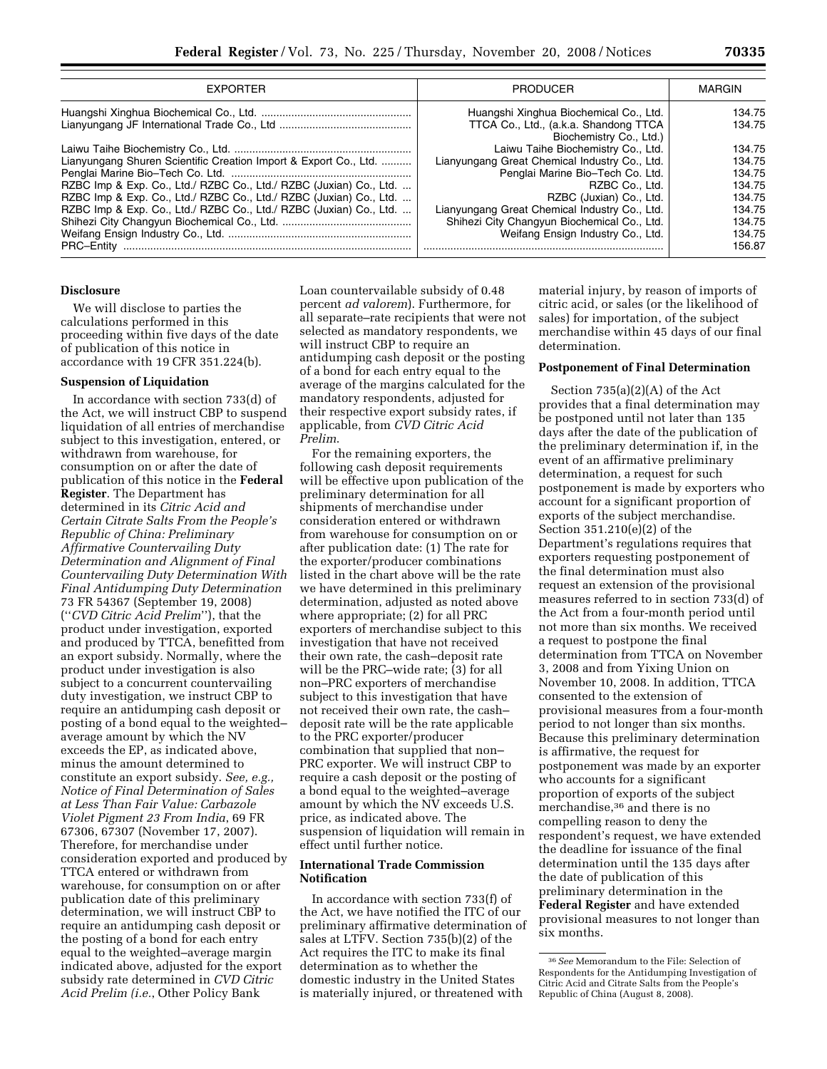| EXPORTER | PRODUCER | MARGIN |
|---|---|---|
| Huangshi Xinghua Biochemical Co., Ltd. | Huangshi Xinghua Biochemical Co., Ltd. | 134.75 |
| Lianyungang JF International Trade Co., Ltd | TTCA Co., Ltd., (a.k.a. Shandong TTCA Biochemistry Co., Ltd.) | 134.75 |
| Laiwu Taihe Biochemistry Co., Ltd. | Laiwu Taihe Biochemistry Co., Ltd. | 134.75 |
| Lianyungang Shuren Scientific Creation Import & Export Co., Ltd. | Lianyungang Great Chemical Industry Co., Ltd. | 134.75 |
| Penglai Marine Bio–Tech Co. Ltd. | Penglai Marine Bio–Tech Co. Ltd. | 134.75 |
| RZBC Imp & Exp. Co., Ltd./ RZBC Co., Ltd./ RZBC (Juxian) Co., Ltd. ... | RZBC Co., Ltd. | 134.75 |
| RZBC Imp & Exp. Co., Ltd./ RZBC Co., Ltd./ RZBC (Juxian) Co., Ltd. ... | RZBC (Juxian) Co., Ltd. | 134.75 |
| RZBC Imp & Exp. Co., Ltd./ RZBC Co., Ltd./ RZBC (Juxian) Co., Ltd. ... | Lianyungang Great Chemical Industry Co., Ltd. | 134.75 |
| Shihezi City Changyun Biochemical Co., Ltd. | Shihezi City Changyun Biochemical Co., Ltd. | 134.75 |
| Weifang Ensign Industry Co., Ltd. | Weifang Ensign Industry Co., Ltd. | 134.75 |
| PRC–Entity | | 156.87 |

**Disclosure**

We will disclose to parties the calculations performed in this proceeding within five days of the date of publication of this notice in accordance with 19 CFR 351.224(b).

**Suspension of Liquidation**

In accordance with section 733(d) of the Act, we will instruct CBP to suspend liquidation of all entries of merchandise subject to this investigation, entered, or withdrawn from warehouse, for consumption on or after the date of publication of this notice in the **Federal Register**. The Department has determined in its *Citric Acid and Certain Citrate Salts From the People's Republic of China: Preliminary Affirmative Countervailing Duty Determination and Alignment of Final Countervailing Duty Determination With Final Antidumping Duty Determination* 73 FR 54367 (September 19, 2008) (''*CVD Citric Acid Prelim*''), that the product under investigation, exported and produced by TTCA, benefitted from an export subsidy. Normally, where the product under investigation is also subject to a concurrent countervailing duty investigation, we instruct CBP to require an antidumping cash deposit or posting of a bond equal to the weighted–average amount by which the NV exceeds the EP, as indicated above, minus the amount determined to constitute an export subsidy. *See, e.g., Notice of Final Determination of Sales at Less Than Fair Value: Carbazole Violet Pigment 23 From India*, 69 FR 67306, 67307 (November 17, 2007). Therefore, for merchandise under consideration exported and produced by TTCA entered or withdrawn from warehouse, for consumption on or after publication date of this preliminary determination, we will instruct CBP to require an antidumping cash deposit or the posting of a bond for each entry equal to the weighted–average margin indicated above, adjusted for the export subsidy rate determined in *CVD Citric Acid Prelim (i.e.*, Other Policy Bank Loan countervailable subsidy of 0.48 percent *ad valorem*). Furthermore, for all separate–rate recipients that were not selected as mandatory respondents, we will instruct CBP to require an antidumping cash deposit or the posting of a bond for each entry equal to the average of the margins calculated for the mandatory respondents, adjusted for their respective export subsidy rates, if applicable, from *CVD Citric Acid Prelim*.

For the remaining exporters, the following cash deposit requirements will be effective upon publication of the preliminary determination for all shipments of merchandise under consideration entered or withdrawn from warehouse for consumption on or after publication date: (1) The rate for the exporter/producer combinations listed in the chart above will be the rate we have determined in this preliminary determination, adjusted as noted above where appropriate; (2) for all PRC exporters of merchandise subject to this investigation that have not received their own rate, the cash–deposit rate will be the PRC–wide rate; (3) for all non–PRC exporters of merchandise subject to this investigation that have not received their own rate, the cash–deposit rate will be the rate applicable to the PRC exporter/producer combination that supplied that non–PRC exporter. We will instruct CBP to require a cash deposit or the posting of a bond equal to the weighted–average amount by which the NV exceeds U.S. price, as indicated above. The suspension of liquidation will remain in effect until further notice.

**International Trade Commission Notification**

In accordance with section 733(f) of the Act, we have notified the ITC of our preliminary affirmative determination of sales at LTFV. Section 735(b)(2) of the Act requires the ITC to make its final determination as to whether the domestic industry in the United States is materially injured, or threatened with material injury, by reason of imports of citric acid, or sales (or the likelihood of sales) for importation, of the subject merchandise within 45 days of our final determination.

**Postponement of Final Determination**

Section 735(a)(2)(A) of the Act provides that a final determination may be postponed until not later than 135 days after the date of the publication of the preliminary determination if, in the event of an affirmative preliminary determination, a request for such postponement is made by exporters who account for a significant proportion of exports of the subject merchandise. Section 351.210(e)(2) of the Department's regulations requires that exporters requesting postponement of the final determination must also request an extension of the provisional measures referred to in section 733(d) of the Act from a four-month period until not more than six months. We received a request to postpone the final determination from TTCA on November 3, 2008 and from Yixing Union on November 10, 2008. In addition, TTCA consented to the extension of provisional measures from a four-month period to not longer than six months. Because this preliminary determination is affirmative, the request for postponement was made by an exporter who accounts for a significant proportion of exports of the subject merchandise,[36] and there is no compelling reason to deny the respondent's request, we have extended the deadline for issuance of the final determination until the 135 days after the date of publication of this preliminary determination in the **Federal Register** and have extended provisional measures to not longer than six months.

[36] *See* Memorandum to the File: Selection of Respondents for the Antidumping Investigation of Citric Acid and Citrate Salts from the People's Republic of China (August 8, 2008).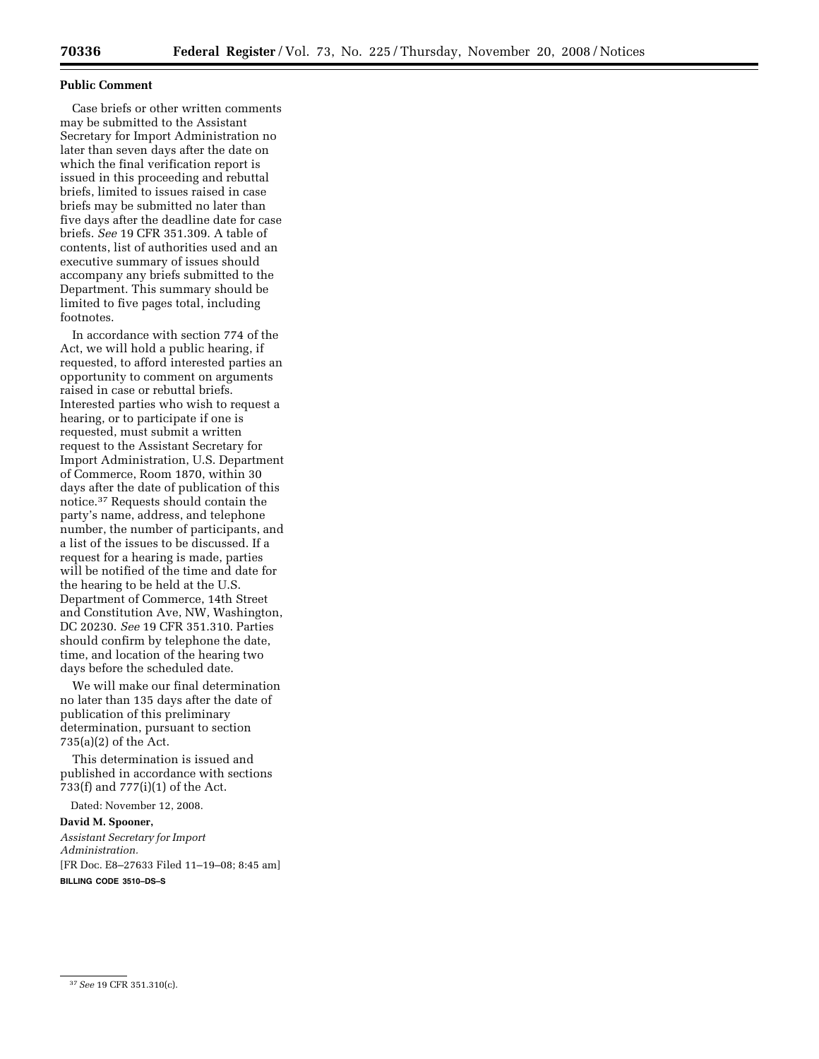## Public Comment

Case briefs or other written comments may be submitted to the Assistant Secretary for Import Administration no later than seven days after the date on which the final verification report is issued in this proceeding and rebuttal briefs, limited to issues raised in case briefs may be submitted no later than five days after the deadline date for case briefs. *See* 19 CFR 351.309. A table of contents, list of authorities used and an executive summary of issues should accompany any briefs submitted to the Department. This summary should be limited to five pages total, including footnotes.

In accordance with section 774 of the Act, we will hold a public hearing, if requested, to afford interested parties an opportunity to comment on arguments raised in case or rebuttal briefs. Interested parties who wish to request a hearing, or to participate if one is requested, must submit a written request to the Assistant Secretary for Import Administration, U.S. Department of Commerce, Room 1870, within 30 days after the date of publication of this notice.[37] Requests should contain the party's name, address, and telephone number, the number of participants, and a list of the issues to be discussed. If a request for a hearing is made, parties will be notified of the time and date for the hearing to be held at the U.S. Department of Commerce, 14th Street and Constitution Ave, NW, Washington, DC 20230. *See* 19 CFR 351.310. Parties should confirm by telephone the date, time, and location of the hearing two days before the scheduled date.

We will make our final determination no later than 135 days after the date of publication of this preliminary determination, pursuant to section 735(a)(2) of the Act.

This determination is issued and published in accordance with sections 733(f) and 777(i)(1) of the Act.

Dated: November 12, 2008.

**David M. Spooner,**

*Assistant Secretary for Import Administration.*

[FR Doc. E8–27633 Filed 11–19–08; 8:45 am]

**BILLING CODE 3510–DS–S**

---

[37] *See* 19 CFR 351.310(c).